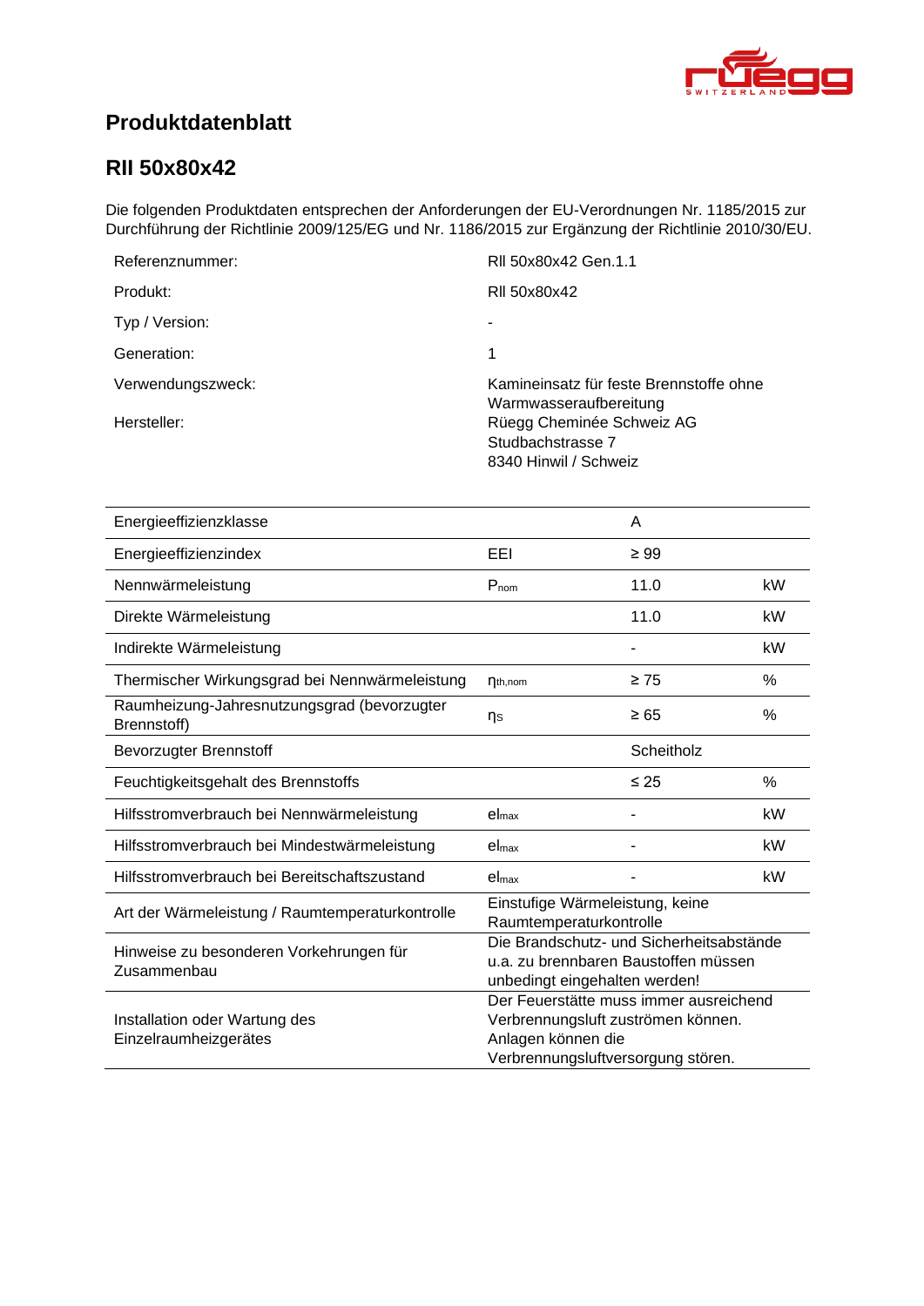# Produktdatenblatt

## RII 50x80x42

Die folgenden Produktdaten entsprechen der Anforderungen der EU-Verordnungen Nr. 1185/2015 zur Durchführung der Richtlinie 2009/125/EG und Nr. 1186/2015 zur Ergänzung der Richtlinie 2010/30/EU.

| | |
|---|---|
| Referenznummer: | RII 50x80x42 Gen.1.1 |
| Produkt: | RII 50x80x42 |
| Typ / Version: | - |
| Generation: | 1 |
| Verwendungszweck: | Kamineinsatz für feste Brennstoffe ohne Warmwasseraufbereitung |
| Hersteller: | Rüegg Cheminée Schweiz AG<br>Studbachstrasse 7<br>8340 Hinwil / Schweiz |

| | | | |
|---|---|---|---|
| Energieeffizienzklasse | | A | |
| Energieeffizienzindex | EEI | ≥ 99 | |
| Nennwärmeleistung | $P_{nom}$ | 11.0 | kW |
| Direkte Wärmeleistung | | 11.0 | kW |
| Indirekte Wärmeleistung | | - | kW |
| Thermischer Wirkungsgrad bei Nennwärmeleistung | $\eta_{th,nom}$ | ≥ 75 | % |
| Raumheizung-Jahresnutzungsgrad (bevorzugter Brennstoff) | $\eta_S$ | ≥ 65 | % |
| Bevorzugter Brennstoff | | Scheitholz | |
| Feuchtigkeitsgehalt des Brennstoffs | | ≤ 25 | % |
| Hilfsstromverbrauch bei Nennwärmeleistung | $el_{max}$ | - | kW |
| Hilfsstromverbrauch bei Mindestwärmeleistung | $el_{max}$ | - | kW |
| Hilfsstromverbrauch bei Bereitschaftszustand | $el_{max}$ | - | kW |
| Art der Wärmeleistung / Raumtemperaturkontrolle | Einstufige Wärmeleistung, keine Raumtemperaturkontrolle | | |
| Hinweise zu besonderen Vorkehrungen für Zusammenbau | Die Brandschutz- und Sicherheitsabstände u.a. zu brennbaren Baustoffen müssen unbedingt eingehalten werden! | | |
| Installation oder Wartung des Einzelraumheizgerätes | Der Feuerstätte muss immer ausreichend Verbrennungsluft zuströmen können. Anlagen können die Verbrennungsluftversorgung stören. | | |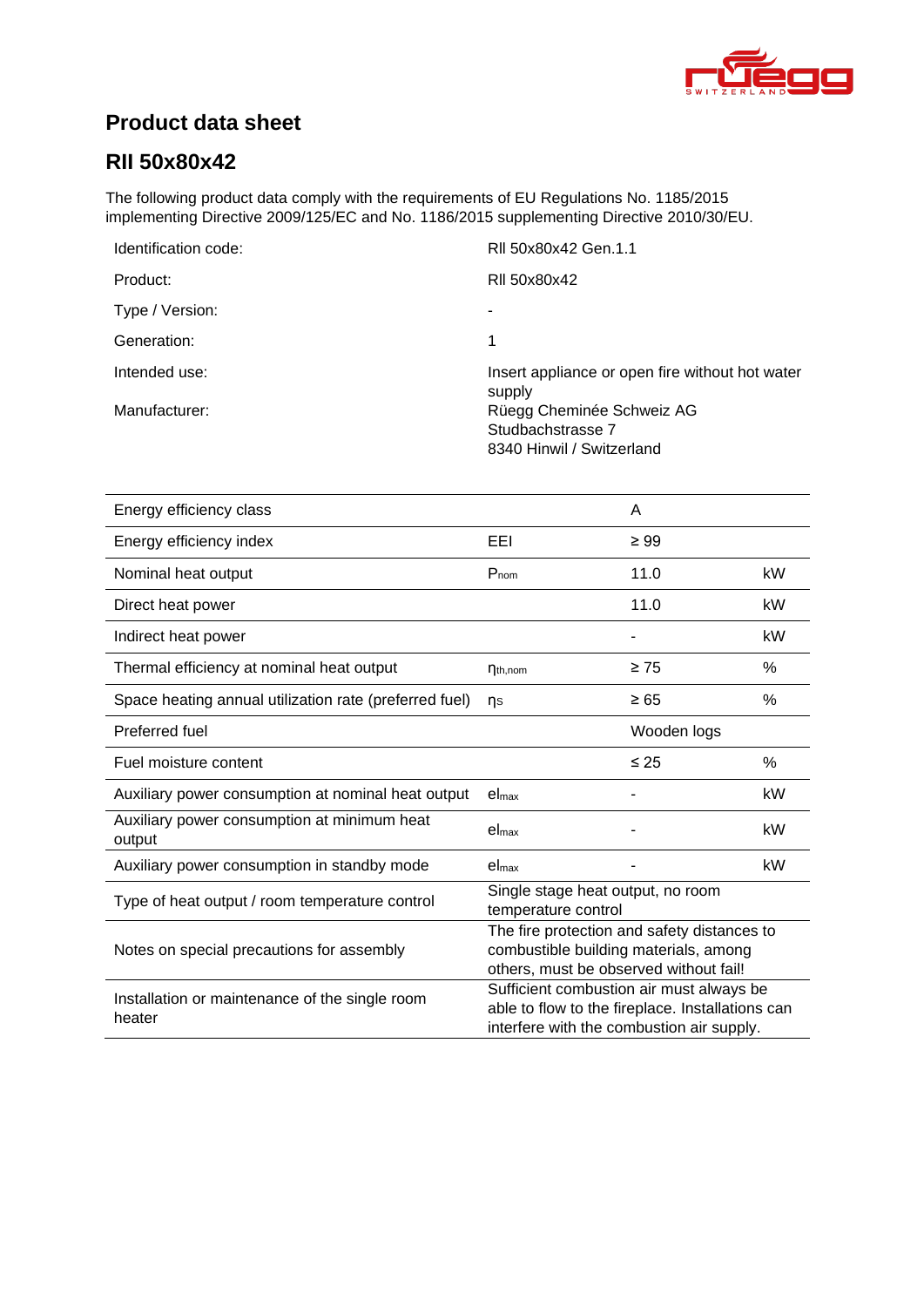# Product data sheet

## RII 50x80x42

The following product data comply with the requirements of EU Regulations No. 1185/2015 implementing Directive 2009/125/EC and No. 1186/2015 supplementing Directive 2010/30/EU.

| | |
|---|---|
| Identification code: | RII 50x80x42 Gen.1.1 |
| Product: | RII 50x80x42 |
| Type / Version: | - |
| Generation: | 1 |
| Intended use: | Insert appliance or open fire without hot water supply |
| Manufacturer: | Rüegg Cheminée Schweiz AG<br>Studbachstrasse 7<br>8340 Hinwil / Switzerland |

| | | | |
|---|---|---|---|
| Energy efficiency class | | A | |
| Energy efficiency index | EEI | ≥ 99 | |
| Nominal heat output | $P_{nom}$ | 11.0 | kW |
| Direct heat power | | 11.0 | kW |
| Indirect heat power | | - | kW |
| Thermal efficiency at nominal heat output | $\eta_{th,nom}$ | ≥ 75 | % |
| Space heating annual utilization rate (preferred fuel) | $\eta_S$ | ≥ 65 | % |
| Preferred fuel | | Wooden logs | |
| Fuel moisture content | | ≤ 25 | % |
| Auxiliary power consumption at nominal heat output | $el_{max}$ | - | kW |
| Auxiliary power consumption at minimum heat output | $el_{max}$ | - | kW |
| Auxiliary power consumption in standby mode | $el_{max}$ | - | kW |
| Type of heat output / room temperature control | Single stage heat output, no room temperature control | | |
| Notes on special precautions for assembly | The fire protection and safety distances to combustible building materials, among others, must be observed without fail! | | |
| Installation or maintenance of the single room heater | Sufficient combustion air must always be able to flow to the fireplace. Installations can interfere with the combustion air supply. | | |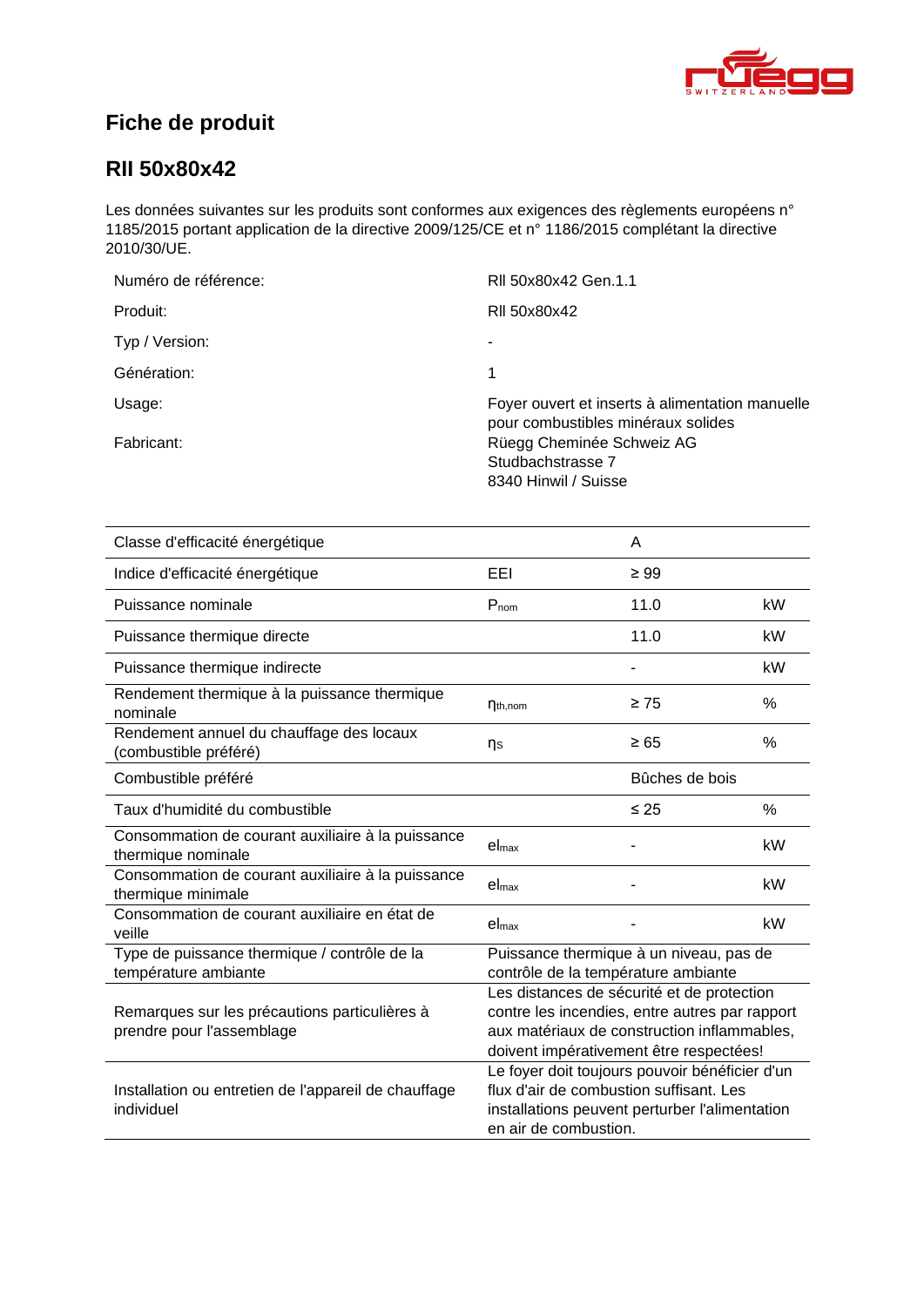# Fiche de produit

## RII 50x80x42

Les données suivantes sur les produits sont conformes aux exigences des règlements européens n° 1185/2015 portant application de la directive 2009/125/CE et n° 1186/2015 complétant la directive 2010/30/UE.

| | |
|---|---|
| Numéro de référence: | RII 50x80x42 Gen.1.1 |
| Produit: | RII 50x80x42 |
| Typ / Version: | - |
| Génération: | 1 |
| Usage: | Foyer ouvert et inserts à alimentation manuelle pour combustibles minéraux solides |
| Fabricant: | Rüegg Cheminée Schweiz AG<br>Studbachstrasse 7<br>8340 Hinwil / Suisse |

| | | | |
|---|---|---|---|
| Classe d'efficacité énergétique | | A | |
| Indice d'efficacité énergétique | EEI | ≥ 99 | |
| Puissance nominale | $P_{nom}$ | 11.0 | kW |
| Puissance thermique directe | | 11.0 | kW |
| Puissance thermique indirecte | | - | kW |
| Rendement thermique à la puissance thermique nominale | $\eta_{th,nom}$ | ≥ 75 | % |
| Rendement annuel du chauffage des locaux (combustible préféré) | $\eta_S$ | ≥ 65 | % |
| Combustible préféré | | Bûches de bois | |
| Taux d'humidité du combustible | | ≤ 25 | % |
| Consommation de courant auxiliaire à la puissance thermique nominale | $el_{max}$ | - | kW |
| Consommation de courant auxiliaire à la puissance thermique minimale | $el_{max}$ | - | kW |
| Consommation de courant auxiliaire en état de veille | $el_{max}$ | - | kW |
| Type de puissance thermique / contrôle de la température ambiante | Puissance thermique à un niveau, pas de contrôle de la température ambiante | | |
| Remarques sur les précautions particulières à prendre pour l'assemblage | Les distances de sécurité et de protection contre les incendies, entre autres par rapport aux matériaux de construction inflammables, doivent impérativement être respectées! | | |
| Installation ou entretien de l'appareil de chauffage individuel | Le foyer doit toujours pouvoir bénéficier d'un flux d'air de combustion suffisant. Les installations peuvent perturber l'alimentation en air de combustion. | | |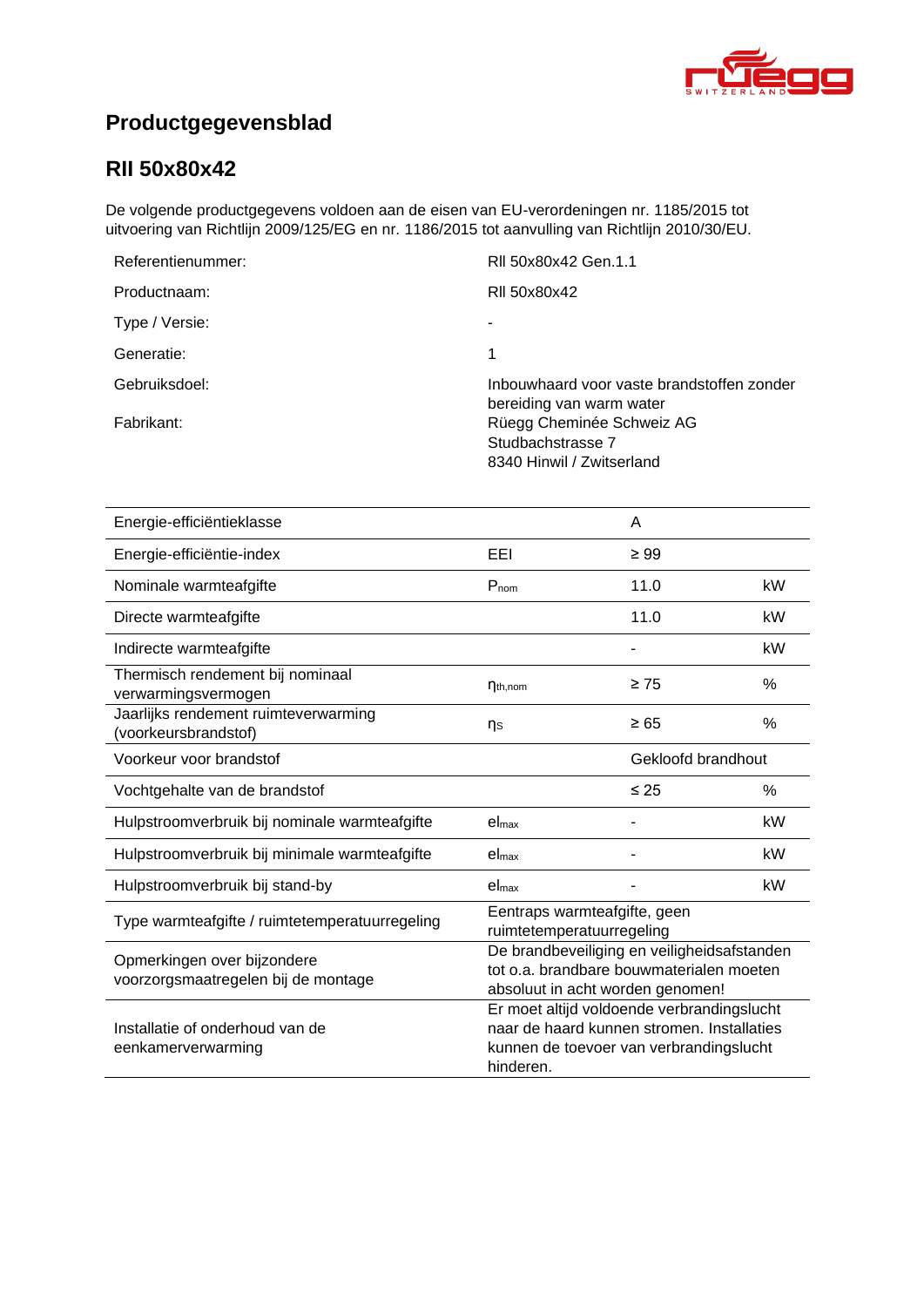# Productgegevensblad

## RII 50x80x42

De volgende productgegevens voldoen aan de eisen van EU-verordeningen nr. 1185/2015 tot uitvoering van Richtlijn 2009/125/EG en nr. 1186/2015 tot aanvulling van Richtlijn 2010/30/EU.

| | |
|---|---|
| Referentienummer: | RII 50x80x42 Gen.1.1 |
| Productnaam: | RII 50x80x42 |
| Type / Versie: | - |
| Generatie: | 1 |
| Gebruiksdoel: | Inbouwhaard voor vaste brandstoffen zonder bereiding van warm water |
| Fabrikant: | Rüegg Cheminée Schweiz AG<br>Studbachstrasse 7<br>8340 Hinwil / Zwitserland |

| | | | |
|---|---|---|---|
| Energie-efficiëntieklasse | | A | |
| Energie-efficiëntie-index | EEI | ≥ 99 | |
| Nominale warmteafgifte | $P_{nom}$ | 11.0 | kW |
| Directe warmteafgifte | | 11.0 | kW |
| Indirecte warmteafgifte | | - | kW |
| Thermisch rendement bij nominaal verwarmingsvermogen | $\eta_{th,nom}$ | ≥ 75 | % |
| Jaarlijks rendement ruimteverwarming (voorkeursbrandstof) | $\eta_S$ | ≥ 65 | % |
| Voorkeur voor brandstof | | Gekloofd brandhout | |
| Vochtgehalte van de brandstof | | ≤ 25 | % |
| Hulpstroomverbruik bij nominale warmteafgifte | $el_{max}$ | - | kW |
| Hulpstroomverbruik bij minimale warmteafgifte | $el_{max}$ | - | kW |
| Hulpstroomverbruik bij stand-by | $el_{max}$ | - | kW |
| Type warmteafgifte / ruimtetemperatuurregeling | Eentraps warmteafgifte, geen ruimtetemperatuurregeling | | |
| Opmerkingen over bijzondere voorzorgsmaatregelen bij de montage | De brandbeveiliging en veiligheidsafstanden tot o.a. brandbare bouwmaterialen moeten absoluut in acht worden genomen! | | |
| Installatie of onderhoud van de eenkamerverwarming | Er moet altijd voldoende verbrandingslucht naar de haard kunnen stromen. Installaties kunnen de toevoer van verbrandingslucht hinderen. | | |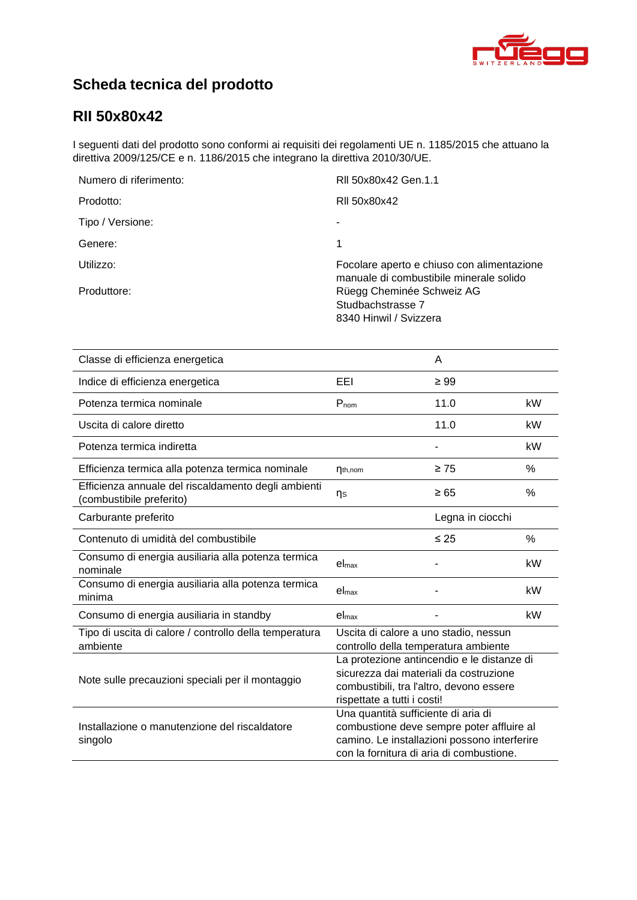# Scheda tecnica del prodotto

## RII 50x80x42

I seguenti dati del prodotto sono conformi ai requisiti dei regolamenti UE n. 1185/2015 che attuano la direttiva 2009/125/CE e n. 1186/2015 che integrano la direttiva 2010/30/UE.

| | |
|---|---|
| Numero di riferimento: | RII 50x80x42 Gen.1.1 |
| Prodotto: | RII 50x80x42 |
| Tipo / Versione: | - |
| Genere: | 1 |
| Utilizzo: | Focolare aperto e chiuso con alimentazione manuale di combustibile minerale solido |
| Produttore: | Rüegg Cheminée Schweiz AG<br>Studbachstrasse 7<br>8340 Hinwil / Svizzera |

| | | | |
|---|---|---|---|
| Classe di efficienza energetica | | A | |
| Indice di efficienza energetica | EEI | ≥ 99 | |
| Potenza termica nominale | $P_{nom}$ | 11.0 | kW |
| Uscita di calore diretto | | 11.0 | kW |
| Potenza termica indiretta | | - | kW |
| Efficienza termica alla potenza termica nominale | $\eta_{th,nom}$ | ≥ 75 | % |
| Efficienza annuale del riscaldamento degli ambienti (combustibile preferito) | $\eta_{S}$ | ≥ 65 | % |
| Carburante preferito | | Legna in ciocchi | |
| Contenuto di umidità del combustibile | | ≤ 25 | % |
| Consumo di energia ausiliaria alla potenza termica nominale | $el_{max}$ | - | kW |
| Consumo di energia ausiliaria alla potenza termica minima | $el_{max}$ | - | kW |
| Consumo di energia ausiliaria in standby | $el_{max}$ | - | kW |
| Tipo di uscita di calore / controllo della temperatura ambiente | Uscita di calore a uno stadio, nessun controllo della temperatura ambiente | | |
| Note sulle precauzioni speciali per il montaggio | La protezione antincendio e le distanze di sicurezza dai materiali da costruzione combustibili, tra l'altro, devono essere rispettate a tutti i costi! | | |
| Installazione o manutenzione del riscaldatore singolo | Una quantità sufficiente di aria di combustione deve sempre poter affluire al camino. Le installazioni possono interferire con la fornitura di aria di combustione. | | |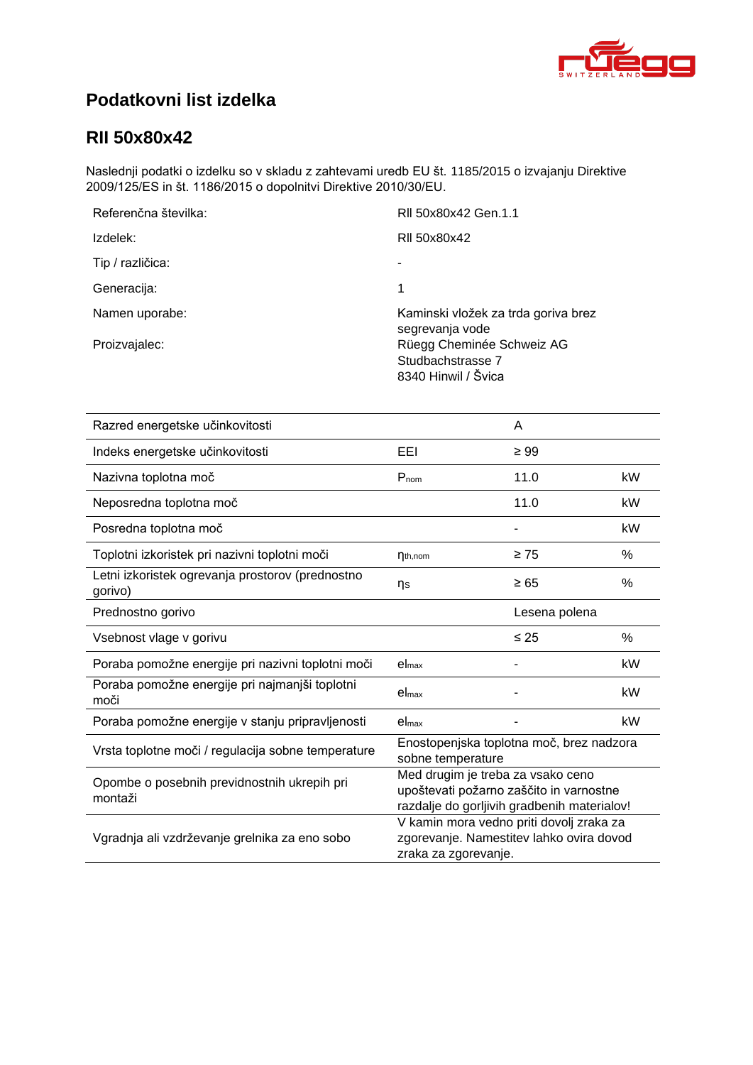## Podatkovni list izdelka

## RII 50x80x42

Naslednji podatki o izdelku so v skladu z zahtevami uredb EU št. 1185/2015 o izvajanju Direktive 2009/125/ES in št. 1186/2015 o dopolnitvi Direktive 2010/30/EU.

| | |
|---|---|
| Referenčna številka: | RII 50x80x42 Gen.1.1 |
| Izdelek: | RII 50x80x42 |
| Tip / različica: | - |
| Generacija: | 1 |
| Namen uporabe: | Kaminski vložek za trda goriva brez segrevanja vode |
| Proizvajalec: | Rüegg Cheminée Schweiz AG<br>Studbachstrasse 7<br>8340 Hinwil / Švica |

| | | | |
|---|---|---|---|
| Razred energetske učinkovitosti | | A | |
| Indeks energetske učinkovitosti | EEI | ≥ 99 | |
| Nazivna toplotna moč | $P_{nom}$ | 11.0 | kW |
| Neposredna toplotna moč | | 11.0 | kW |
| Posredna toplotna moč | | - | kW |
| Toplotni izkoristek pri nazivni toplotni moči | $\eta_{th,nom}$ | ≥ 75 | % |
| Letni izkoristek ogrevanja prostorov (prednostno gorivo) | $\eta_S$ | ≥ 65 | % |
| Prednostno gorivo | | Lesena polena | |
| Vsebnost vlage v gorivu | | ≤ 25 | % |
| Poraba pomožne energije pri nazivni toplotni moči | $el_{max}$ | - | kW |
| Poraba pomožne energije pri najmanjši toplotni moči | $el_{max}$ | - | kW |
| Poraba pomožne energije v stanju pripravljenosti | $el_{max}$ | - | kW |
| Vrsta toplotne moči / regulacija sobne temperature | Enostopenjska toplotna moč, brez nadzora sobne temperature | | |
| Opombe o posebnih previdnostnih ukrepih pri montaži | Med drugim je treba za vsako ceno upoštevati požarno zaščito in varnostne razdalje do gorljivih gradbenih materialov! | | |
| Vgradnja ali vzdrževanje grelnika za eno sobo | V kamin mora vedno priti dovolj zraka za zgorevanje. Namestitev lahko ovira dovod zraka za zgorevanje. | | |